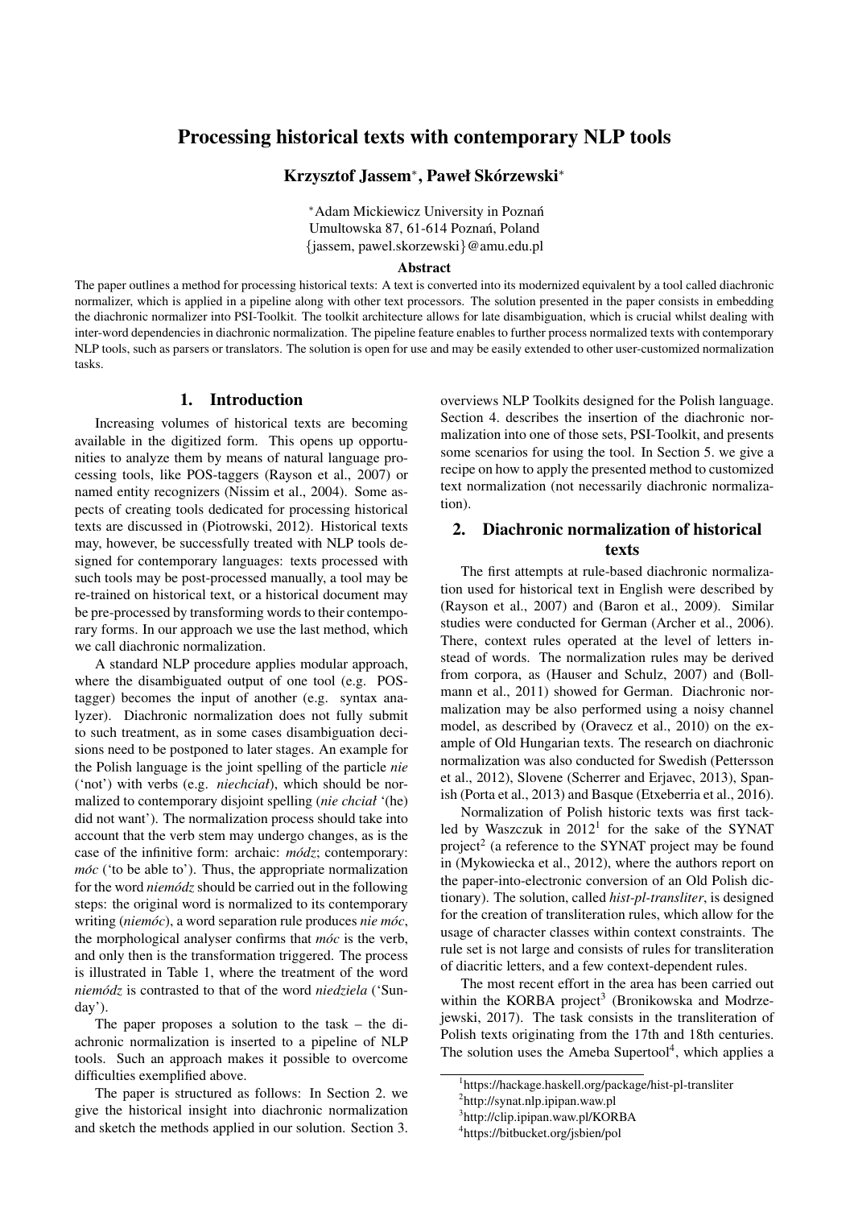# Processing historical texts with contemporary NLP tools

**Krzysztof Jassem***, **Paweł Skórzewski***

*Adam Mickiewicz University in Poznań
Umultowska 87, 61-614 Poznań, Poland
{jassem, pawel.skorzewski}@amu.edu.pl

### Abstract

The paper outlines a method for processing historical texts: A text is converted into its modernized equivalent by a tool called diachronic normalizer, which is applied in a pipeline along with other text processors. The solution presented in the paper consists in embedding the diachronic normalizer into PSI-Toolkit. The toolkit architecture allows for late disambiguation, which is crucial whilst dealing with inter-word dependencies in diachronic normalization. The pipeline feature enables to further process normalized texts with contemporary NLP tools, such as parsers or translators. The solution is open for use and may be easily extended to other user-customized normalization tasks.

## 1. Introduction

Increasing volumes of historical texts are becoming available in the digitized form. This opens up opportunities to analyze them by means of natural language processing tools, like POS-taggers (Rayson et al., 2007) or named entity recognizers (Nissim et al., 2004). Some aspects of creating tools dedicated for processing historical texts are discussed in (Piotrowski, 2012). Historical texts may, however, be successfully treated with NLP tools designed for contemporary languages: texts processed with such tools may be post-processed manually, a tool may be re-trained on historical text, or a historical document may be pre-processed by transforming words to their contemporary forms. In our approach we use the last method, which we call diachronic normalization.

A standard NLP procedure applies modular approach, where the disambiguated output of one tool (e.g. POS-tagger) becomes the input of another (e.g. syntax analyzer). Diachronic normalization does not fully submit to such treatment, as in some cases disambiguation decisions need to be postponed to later stages. An example for the Polish language is the joint spelling of the particle *nie* ('not') with verbs (e.g. *niechciał*), which should be normalized to contemporary disjoint spelling (*nie chciał* '(he) did not want'). The normalization process should take into account that the verb stem may undergo changes, as is the case of the infinitive form: archaic: *módz*; contemporary: *móc* ('to be able to'). Thus, the appropriate normalization for the word *niemódz* should be carried out in the following steps: the original word is normalized to its contemporary writing (*niemóc*), a word separation rule produces *nie móc*, the morphological analyser confirms that *móc* is the verb, and only then is the transformation triggered. The process is illustrated in Table 1, where the treatment of the word *niemódz* is contrasted to that of the word *niedziela* ('Sunday').

The paper proposes a solution to the task – the diachronic normalization is inserted to a pipeline of NLP tools. Such an approach makes it possible to overcome difficulties exemplified above.

The paper is structured as follows: In Section 2. we give the historical insight into diachronic normalization and sketch the methods applied in our solution. Section 3. overviews NLP Toolkits designed for the Polish language. Section 4. describes the insertion of the diachronic normalization into one of those sets, PSI-Toolkit, and presents some scenarios for using the tool. In Section 5. we give a recipe on how to apply the presented method to customized text normalization (not necessarily diachronic normalization).

## 2. Diachronic normalization of historical texts

The first attempts at rule-based diachronic normalization used for historical text in English were described by (Rayson et al., 2007) and (Baron et al., 2009). Similar studies were conducted for German (Archer et al., 2006). There, context rules operated at the level of letters instead of words. The normalization rules may be derived from corpora, as (Hauser and Schulz, 2007) and (Bollmann et al., 2011) showed for German. Diachronic normalization may be also performed using a noisy channel model, as described by (Oravecz et al., 2010) on the example of Old Hungarian texts. The research on diachronic normalization was also conducted for Swedish (Pettersson et al., 2012), Slovene (Scherrer and Erjavec, 2013), Spanish (Porta et al., 2013) and Basque (Etxeberria et al., 2016).

Normalization of Polish historic texts was first tackled by Waszczuk in 2012[1] for the sake of the SYNAT project[2] (a reference to the SYNAT project may be found in (Mykowiecka et al., 2012), where the authors report on the paper-into-electronic conversion of an Old Polish dictionary). The solution, called *hist-pl-transliter*, is designed for the creation of transliteration rules, which allow for the usage of character classes within context constraints. The rule set is not large and consists of rules for transliteration of diacritic letters, and a few context-dependent rules.

The most recent effort in the area has been carried out within the KORBA project[3] (Bronikowska and Modrzejewski, 2017). The task consists in the transliteration of Polish texts originating from the 17th and 18th centuries. The solution uses the Ameba Supertool[4], which applies a

[1] https://hackage.haskell.org/package/hist-pl-transliter
[2] http://synat.nlp.ipipan.waw.pl
[3] http://clip.ipipan.waw.pl/KORBA
[4] https://bitbucket.org/jsbien/pol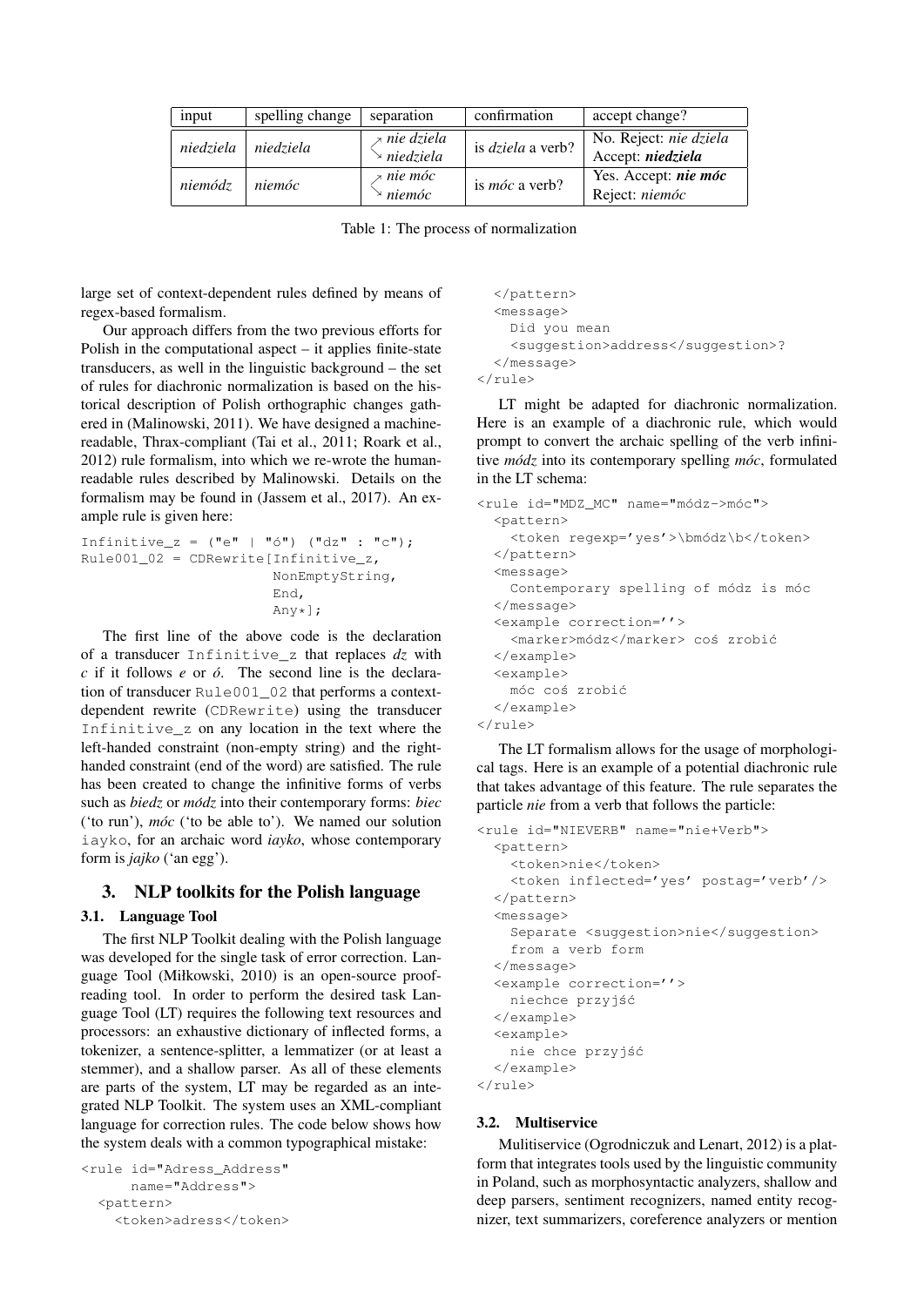| input | spelling change | separation | confirmation | accept change? |
|---|---|---|---|---|
| *niedziela* | *niedziela* | ↗ *nie dziela* ↘ *niedziela* | is *dziela* a verb? | No. Reject: *nie dziela* Accept: ***niedziela*** |
| *niemódz* | *niemóc* | ↗ *nie móc* ↘ *niemóc* | is *móc* a verb? | Yes. Accept: ***nie móc*** Reject: *niemóc* |

Table 1: The process of normalization

large set of context-dependent rules defined by means of regex-based formalism.

Our approach differs from the two previous efforts for Polish in the computational aspect – it applies finite-state transducers, as well in the linguistic background – the set of rules for diachronic normalization is based on the historical description of Polish orthographic changes gathered in (Malinowski, 2011). We have designed a machine-readable, Thrax-compliant (Tai et al., 2011; Roark et al., 2012) rule formalism, into which we re-wrote the human-readable rules described by Malinowski. Details on the formalism may be found in (Jassem et al., 2017). An example rule is given here:

```
Infinitive_z = ("e" | "ó") ("dz" : "c");
Rule001_02 = CDRewrite[Infinitive_z,
                        NonEmptyString,
                        End,
                        Any*];
```

The first line of the above code is the declaration of a transducer `Infinitive_z` that replaces *dz* with *c* if it follows *e* or *ó*. The second line is the declaration of transducer `Rule001_02` that performs a context-dependent rewrite (`CDRewrite`) using the transducer `Infinitive_z` on any location in the text where the left-handed constraint (non-empty string) and the right-handed constraint (end of the word) are satisfied. The rule has been created to change the infinitive forms of verbs such as *biedz* or *módz* into their contemporary forms: *biec* ('to run'), *móc* ('to be able to'). We named our solution `iayko`, for an archaic word *iayko*, whose contemporary form is *jajko* ('an egg').

## 3. NLP toolkits for the Polish language

### 3.1. Language Tool

The first NLP Toolkit dealing with the Polish language was developed for the single task of error correction. Language Tool (Miłkowski, 2010) is an open-source proofreading tool. In order to perform the desired task Language Tool (LT) requires the following text resources and processors: an exhaustive dictionary of inflected forms, a tokenizer, a sentence-splitter, a lemmatizer (or at least a stemmer), and a shallow parser. As all of these elements are parts of the system, LT may be regarded as an integrated NLP Toolkit. The system uses an XML-compliant language for correction rules. The code below shows how the system deals with a common typographical mistake:

```
<rule id="Adress_Address"
      name="Address">
  <pattern>
    <token>adress</token>
  </pattern>
  <message>
    Did you mean
    <suggestion>address</suggestion>?
  </message>
</rule>
```

LT might be adapted for diachronic normalization. Here is an example of a diachronic rule, which would prompt to convert the archaic spelling of the verb infinitive *módz* into its contemporary spelling *móc*, formulated in the LT schema:

```
<rule id="MDZ_MC" name="módz->móc">
  <pattern>
    <token regexp='yes'>\bmódz\b</token>
  </pattern>
  <message>
    Contemporary spelling of módz is móc
  </message>
  <example correction=''>
    <marker>módz</marker> coś zrobić
  </example>
  <example>
    móc coś zrobić
  </example>
</rule>
```

The LT formalism allows for the usage of morphological tags. Here is an example of a potential diachronic rule that takes advantage of this feature. The rule separates the particle *nie* from a verb that follows the particle:

```
<rule id="NIEVERB" name="nie+Verb">
  <pattern>
    <token>nie</token>
    <token inflected='yes' postag='verb'/>
  </pattern>
  <message>
    Separate <suggestion>nie</suggestion>
    from a verb form
  </message>
  <example correction=''>
    niechce przyjść
  </example>
  <example>
    nie chce przyjść
  </example>
</rule>
```

### 3.2. Multiservice

Mulitiservice (Ogrodniczuk and Lenart, 2012) is a platform that integrates tools used by the linguistic community in Poland, such as morphosyntactic analyzers, shallow and deep parsers, sentiment recognizers, named entity recognizer, text summarizers, coreference analyzers or mention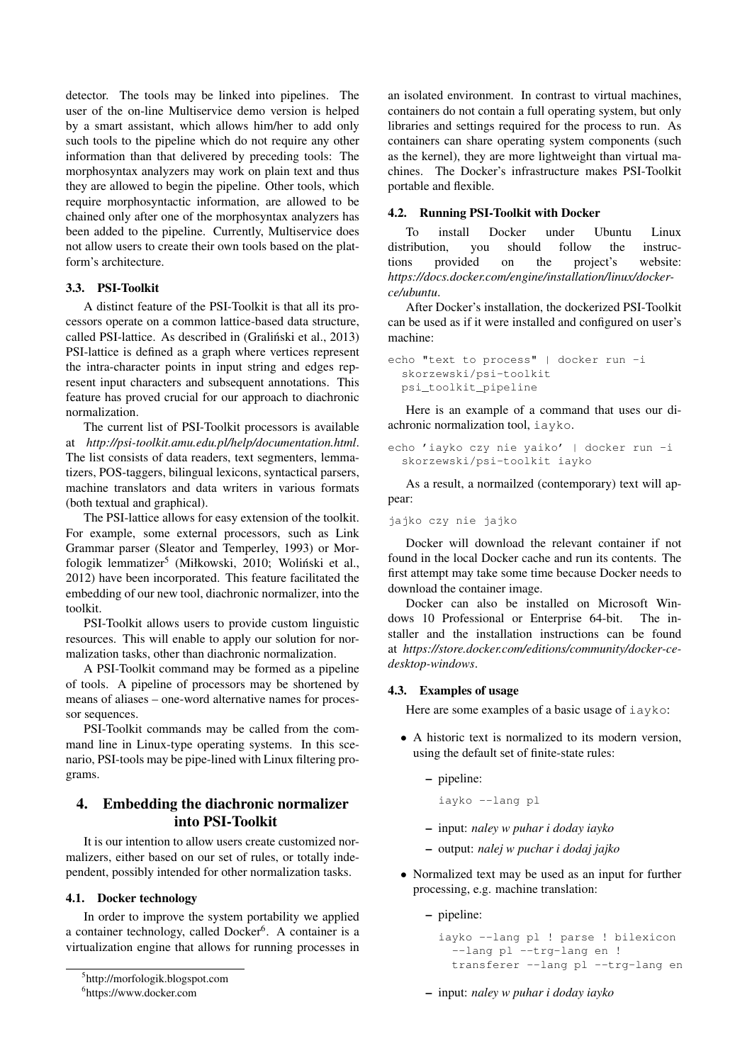detector. The tools may be linked into pipelines. The user of the on-line Multiservice demo version is helped by a smart assistant, which allows him/her to add only such tools to the pipeline which do not require any other information than that delivered by preceding tools: The morphosyntax analyzers may work on plain text and thus they are allowed to begin the pipeline. Other tools, which require morphosyntactic information, are allowed to be chained only after one of the morphosyntax analyzers has been added to the pipeline. Currently, Multiservice does not allow users to create their own tools based on the platform's architecture.

### 3.3. PSI-Toolkit

A distinct feature of the PSI-Toolkit is that all its processors operate on a common lattice-based data structure, called PSI-lattice. As described in (Graliński et al., 2013) PSI-lattice is defined as a graph where vertices represent the intra-character points in input string and edges represent input characters and subsequent annotations. This feature has proved crucial for our approach to diachronic normalization.

The current list of PSI-Toolkit processors is available at *http://psi-toolkit.amu.edu.pl/help/documentation.html*. The list consists of data readers, text segmenters, lemmatizers, POS-taggers, bilingual lexicons, syntactical parsers, machine translators and data writers in various formats (both textual and graphical).

The PSI-lattice allows for easy extension of the toolkit. For example, some external processors, such as Link Grammar parser (Sleator and Temperley, 1993) or Morfologik lemmatizer[5] (Miłkowski, 2010; Woliński et al., 2012) have been incorporated. This feature facilitated the embedding of our new tool, diachronic normalizer, into the toolkit.

PSI-Toolkit allows users to provide custom linguistic resources. This will enable to apply our solution for normalization tasks, other than diachronic normalization.

A PSI-Toolkit command may be formed as a pipeline of tools. A pipeline of processors may be shortened by means of aliases – one-word alternative names for processor sequences.

PSI-Toolkit commands may be called from the command line in Linux-type operating systems. In this scenario, PSI-tools may be pipe-lined with Linux filtering programs.

## 4. Embedding the diachronic normalizer into PSI-Toolkit

It is our intention to allow users create customized normalizers, either based on our set of rules, or totally independent, possibly intended for other normalization tasks.

### 4.1. Docker technology

In order to improve the system portability we applied a container technology, called Docker[6]. A container is a virtualization engine that allows for running processes in an isolated environment. In contrast to virtual machines, containers do not contain a full operating system, but only libraries and settings required for the process to run. As containers can share operating system components (such as the kernel), they are more lightweight than virtual machines. The Docker's infrastructure makes PSI-Toolkit portable and flexible.

### 4.2. Running PSI-Toolkit with Docker

To install Docker under Ubuntu Linux distribution, you should follow the instructions provided on the project's website: *https://docs.docker.com/engine/installation/linux/docker-ce/ubuntu*.

After Docker's installation, the dockerized PSI-Toolkit can be used as if it were installed and configured on user's machine:

```
echo "text to process" | docker run -i
  skorzewski/psi-toolkit
  psi_toolkit_pipeline
```

Here is an example of a command that uses our diachronic normalization tool, `iayko`.

```
echo 'iayko czy nie yaiko' | docker run -i
  skorzewski/psi-toolkit iayko
```

As a result, a normailzed (contemporary) text will appear:

```
jajko czy nie jajko
```

Docker will download the relevant container if not found in the local Docker cache and run its contents. The first attempt may take some time because Docker needs to download the container image.

Docker can also be installed on Microsoft Windows 10 Professional or Enterprise 64-bit. The installer and the installation instructions can be found at *https://store.docker.com/editions/community/docker-ce-desktop-windows*.

### 4.3. Examples of usage

Here are some examples of a basic usage of `iayko`:

- A historic text is normalized to its modern version, using the default set of finite-state rules:
  - pipeline:
    ```
    iayko --lang pl
    ```
  - input: *naley w puhar i doday iayko*
  - output: *nalej w puchar i dodaj jajko*
- Normalized text may be used as an input for further processing, e.g. machine translation:
  - pipeline:
    ```
    iayko --lang pl ! parse ! bilexicon
      --lang pl --trg-lang en !
      transferer --lang pl --trg-lang en
    ```
  - input: *naley w puhar i doday iayko*

[5] http://morfologik.blogspot.com

[6] https://www.docker.com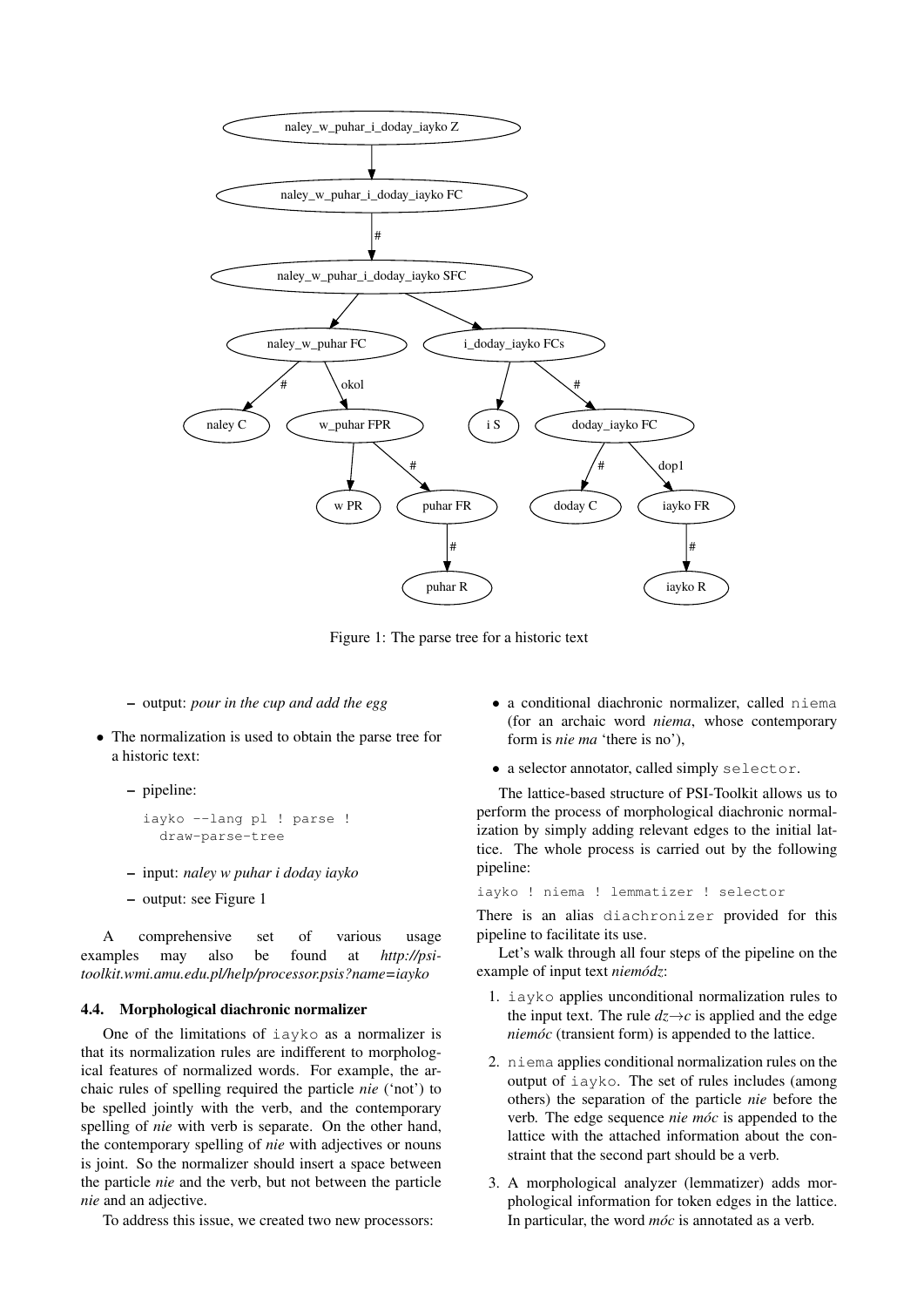Figure 1: The parse tree for a historic text

- output: *pour in the cup and add the egg*

- The normalization is used to obtain the parse tree for a historic text:

  - pipeline:

    ```
    iayko --lang pl ! parse !
      draw-parse-tree
    ```

  - input: *naley w puhar i doday iayko*

  - output: see Figure 1

A comprehensive set of various usage examples may also be found at *http://psi-toolkit.wmi.amu.edu.pl/help/processor.psis?name=iayko*

### 4.4. Morphological diachronic normalizer

One of the limitations of `iayko` as a normalizer is that its normalization rules are indifferent to morphological features of normalized words. For example, the archaic rules of spelling required the particle *nie* ('not') to be spelled jointly with the verb, and the contemporary spelling of *nie* with verb is separate. On the other hand, the contemporary spelling of *nie* with adjectives or nouns is joint. So the normalizer should insert a space between the particle *nie* and the verb, but not between the particle *nie* and an adjective.

To address this issue, we created two new processors:

- a conditional diachronic normalizer, called `niema` (for an archaic word *niema*, whose contemporary form is *nie ma* 'there is no'),

- a selector annotator, called simply `selector`.

The lattice-based structure of PSI-Toolkit allows us to perform the process of morphological diachronic normalization by simply adding relevant edges to the initial lattice. The whole process is carried out by the following pipeline:

```
iayko ! niema ! lemmatizer ! selector
```

There is an alias `diachronizer` provided for this pipeline to facilitate its use.

Let's walk through all four steps of the pipeline on the example of input text *niemódz*:

1. `iayko` applies unconditional normalization rules to the input text. The rule *dz*→*c* is applied and the edge *niemóc* (transient form) is appended to the lattice.

2. `niema` applies conditional normalization rules on the output of `iayko`. The set of rules includes (among others) the separation of the particle *nie* before the verb. The edge sequence *nie móc* is appended to the lattice with the attached information about the constraint that the second part should be a verb.

3. A morphological analyzer (lemmatizer) adds morphological information for token edges in the lattice. In particular, the word *móc* is annotated as a verb.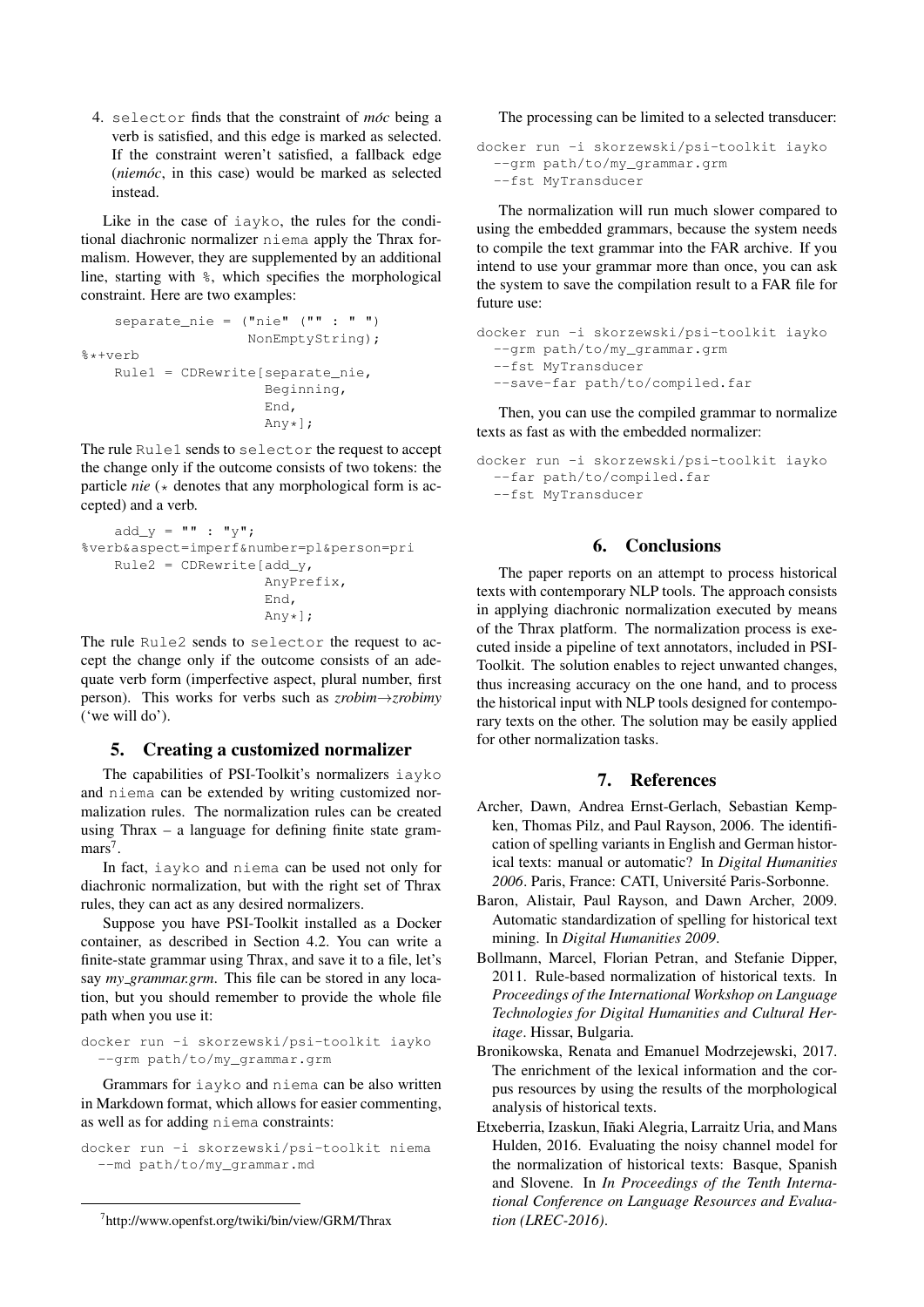4. `selector` finds that the constraint of *móc* being a verb is satisfied, and this edge is marked as selected. If the constraint weren't satisfied, a fallback edge (*niemóc*, in this case) would be marked as selected instead.

Like in the case of `iayko`, the rules for the conditional diachronic normalizer `niema` apply the Thrax formalism. However, they are supplemented by an additional line, starting with `%`, which specifies the morphological constraint. Here are two examples:

```
    separate_nie = ("nie" ("" : " ")
                    NonEmptyString);
%*+verb
    Rule1 = CDRewrite[separate_nie,
                       Beginning,
                       End,
                       Any*];
```

The rule `Rule1` sends to `selector` the request to accept the change only if the outcome consists of two tokens: the particle *nie* (* denotes that any morphological form is accepted) and a verb.

```
    add_y = "" : "y";
%verb&aspect=imperf&number=pl&person=pri
    Rule2 = CDRewrite[add_y,
                       AnyPrefix,
                       End,
                       Any*];
```

The rule `Rule2` sends to `selector` the request to accept the change only if the outcome consists of an adequate verb form (imperfective aspect, plural number, first person). This works for verbs such as *zrobim→zrobimy* ('we will do').

## 5. Creating a customized normalizer

The capabilities of PSI-Toolkit's normalizers `iayko` and `niema` can be extended by writing customized normalization rules. The normalization rules can be created using Thrax – a language for defining finite state grammars[7].

In fact, `iayko` and `niema` can be used not only for diachronic normalization, but with the right set of Thrax rules, they can act as any desired normalizers.

Suppose you have PSI-Toolkit installed as a Docker container, as described in Section 4.2. You can write a finite-state grammar using Thrax, and save it to a file, let's say *my_grammar.grm*. This file can be stored in any location, but you should remember to provide the whole file path when you use it:

```
docker run -i skorzewski/psi-toolkit iayko
  --grm path/to/my_grammar.grm
```

Grammars for `iayko` and `niema` can be also written in Markdown format, which allows for easier commenting, as well as for adding `niema` constraints:

```
docker run -i skorzewski/psi-toolkit niema
  --md path/to/my_grammar.md
```

[7] http://www.openfst.org/twiki/bin/view/GRM/Thrax

The processing can be limited to a selected transducer:

```
docker run -i skorzewski/psi-toolkit iayko
  --grm path/to/my_grammar.grm
  --fst MyTransducer
```

The normalization will run much slower compared to using the embedded grammars, because the system needs to compile the text grammar into the FAR archive. If you intend to use your grammar more than once, you can ask the system to save the compilation result to a FAR file for future use:

```
docker run -i skorzewski/psi-toolkit iayko
  --grm path/to/my_grammar.grm
  --fst MyTransducer
  --save-far path/to/compiled.far
```

Then, you can use the compiled grammar to normalize texts as fast as with the embedded normalizer:

```
docker run -i skorzewski/psi-toolkit iayko
  --far path/to/compiled.far
  --fst MyTransducer
```

## 6. Conclusions

The paper reports on an attempt to process historical texts with contemporary NLP tools. The approach consists in applying diachronic normalization executed by means of the Thrax platform. The normalization process is executed inside a pipeline of text annotators, included in PSI-Toolkit. The solution enables to reject unwanted changes, thus increasing accuracy on the one hand, and to process the historical input with NLP tools designed for contemporary texts on the other. The solution may be easily applied for other normalization tasks.

## 7. References

Archer, Dawn, Andrea Ernst-Gerlach, Sebastian Kempken, Thomas Pilz, and Paul Rayson, 2006. The identification of spelling variants in English and German historical texts: manual or automatic? In *Digital Humanities 2006*. Paris, France: CATI, Université Paris-Sorbonne.

Baron, Alistair, Paul Rayson, and Dawn Archer, 2009. Automatic standardization of spelling for historical text mining. In *Digital Humanities 2009*.

Bollmann, Marcel, Florian Petran, and Stefanie Dipper, 2011. Rule-based normalization of historical texts. In *Proceedings of the International Workshop on Language Technologies for Digital Humanities and Cultural Heritage*. Hissar, Bulgaria.

Bronikowska, Renata and Emanuel Modrzejewski, 2017. The enrichment of the lexical information and the corpus resources by using the results of the morphological analysis of historical texts.

Etxeberria, Izaskun, Iñaki Alegria, Larraitz Uria, and Mans Hulden, 2016. Evaluating the noisy channel model for the normalization of historical texts: Basque, Spanish and Slovene. In *In Proceedings of the Tenth International Conference on Language Resources and Evaluation (LREC-2016)*.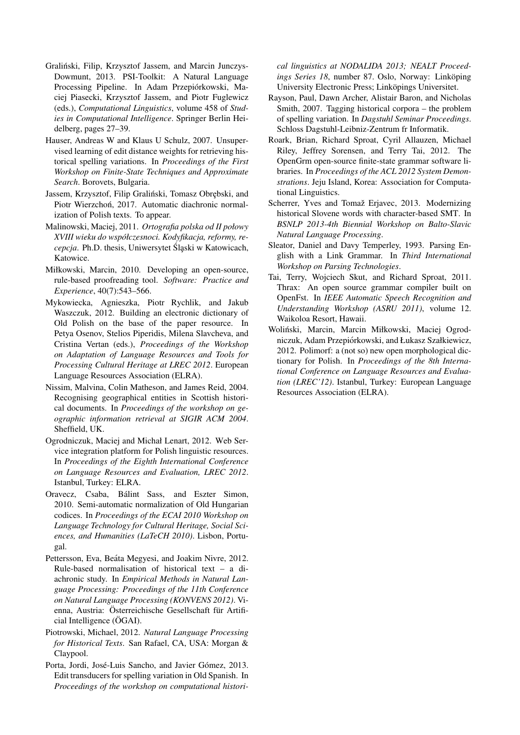Graliński, Filip, Krzysztof Jassem, and Marcin Junczys-Dowmunt, 2013. PSI-Toolkit: A Natural Language Processing Pipeline. In Adam Przepiórkowski, Maciej Piasecki, Krzysztof Jassem, and Piotr Fuglewicz (eds.), *Computational Linguistics*, volume 458 of *Studies in Computational Intelligence*. Springer Berlin Heidelberg, pages 27–39.

Hauser, Andreas W and Klaus U Schulz, 2007. Unsupervised learning of edit distance weights for retrieving historical spelling variations. In *Proceedings of the First Workshop on Finite-State Techniques and Approximate Search*. Borovets, Bulgaria.

Jassem, Krzysztof, Filip Graliński, Tomasz Obrębski, and Piotr Wierzchoń, 2017. Automatic diachronic normalization of Polish texts. To appear.

Malinowski, Maciej, 2011. *Ortografia polska od II połowy XVIII wieku do współczesnoci. Kodyfikacja, reformy, recepcja*. Ph.D. thesis, Uniwersytet Śląski w Katowicach, Katowice.

Miłkowski, Marcin, 2010. Developing an open-source, rule-based proofreading tool. *Software: Practice and Experience*, 40(7):543–566.

Mykowiecka, Agnieszka, Piotr Rychlik, and Jakub Waszczuk, 2012. Building an electronic dictionary of Old Polish on the base of the paper resource. In Petya Osenov, Stelios Piperidis, Milena Slavcheva, and Cristina Vertan (eds.), *Proceedings of the Workshop on Adaptation of Language Resources and Tools for Processing Cultural Heritage at LREC 2012*. European Language Resources Association (ELRA).

Nissim, Malvina, Colin Matheson, and James Reid, 2004. Recognising geographical entities in Scottish historical documents. In *Proceedings of the workshop on geographic information retrieval at SIGIR ACM 2004*. Sheffield, UK.

Ogrodniczuk, Maciej and Michał Lenart, 2012. Web Service integration platform for Polish linguistic resources. In *Proceedings of the Eighth International Conference on Language Resources and Evaluation, LREC 2012*. Istanbul, Turkey: ELRA.

Oravecz, Csaba, Bálint Sass, and Eszter Simon, 2010. Semi-automatic normalization of Old Hungarian codices. In *Proceedings of the ECAI 2010 Workshop on Language Technology for Cultural Heritage, Social Sciences, and Humanities (LaTeCH 2010)*. Lisbon, Portugal.

Pettersson, Eva, Beáta Megyesi, and Joakim Nivre, 2012. Rule-based normalisation of historical text – a diachronic study. In *Empirical Methods in Natural Language Processing: Proceedings of the 11th Conference on Natural Language Processing (KONVENS 2012)*. Vienna, Austria: Österreichische Gesellschaft für Artificial Intelligence (ÖGAI).

Piotrowski, Michael, 2012. *Natural Language Processing for Historical Texts*. San Rafael, CA, USA: Morgan & Claypool.

Porta, Jordi, José-Luis Sancho, and Javier Gómez, 2013. Edit transducers for spelling variation in Old Spanish. In *Proceedings of the workshop on computational historical linguistics at NODALIDA 2013; NEALT Proceedings Series 18*, number 87. Oslo, Norway: Linköping University Electronic Press; Linköpings Universitet.

Rayson, Paul, Dawn Archer, Alistair Baron, and Nicholas Smith, 2007. Tagging historical corpora – the problem of spelling variation. In *Dagstuhl Seminar Proceedings*. Schloss Dagstuhl-Leibniz-Zentrum fr Informatik.

Roark, Brian, Richard Sproat, Cyril Allauzen, Michael Riley, Jeffrey Sorensen, and Terry Tai, 2012. The OpenGrm open-source finite-state grammar software libraries. In *Proceedings of the ACL 2012 System Demonstrations*. Jeju Island, Korea: Association for Computational Linguistics.

Scherrer, Yves and Tomaž Erjavec, 2013. Modernizing historical Slovene words with character-based SMT. In *BSNLP 2013-4th Biennial Workshop on Balto-Slavic Natural Language Processing*.

Sleator, Daniel and Davy Temperley, 1993. Parsing English with a Link Grammar. In *Third International Workshop on Parsing Technologies*.

Tai, Terry, Wojciech Skut, and Richard Sproat, 2011. Thrax: An open source grammar compiler built on OpenFst. In *IEEE Automatic Speech Recognition and Understanding Workshop (ASRU 2011)*, volume 12. Waikoloa Resort, Hawaii.

Woliński, Marcin, Marcin Miłkowski, Maciej Ogrodniczuk, Adam Przepiórkowski, and Łukasz Szałkiewicz, 2012. Polimorf: a (not so) new open morphological dictionary for Polish. In *Proceedings of the 8th International Conference on Language Resources and Evaluation (LREC'12)*. Istanbul, Turkey: European Language Resources Association (ELRA).